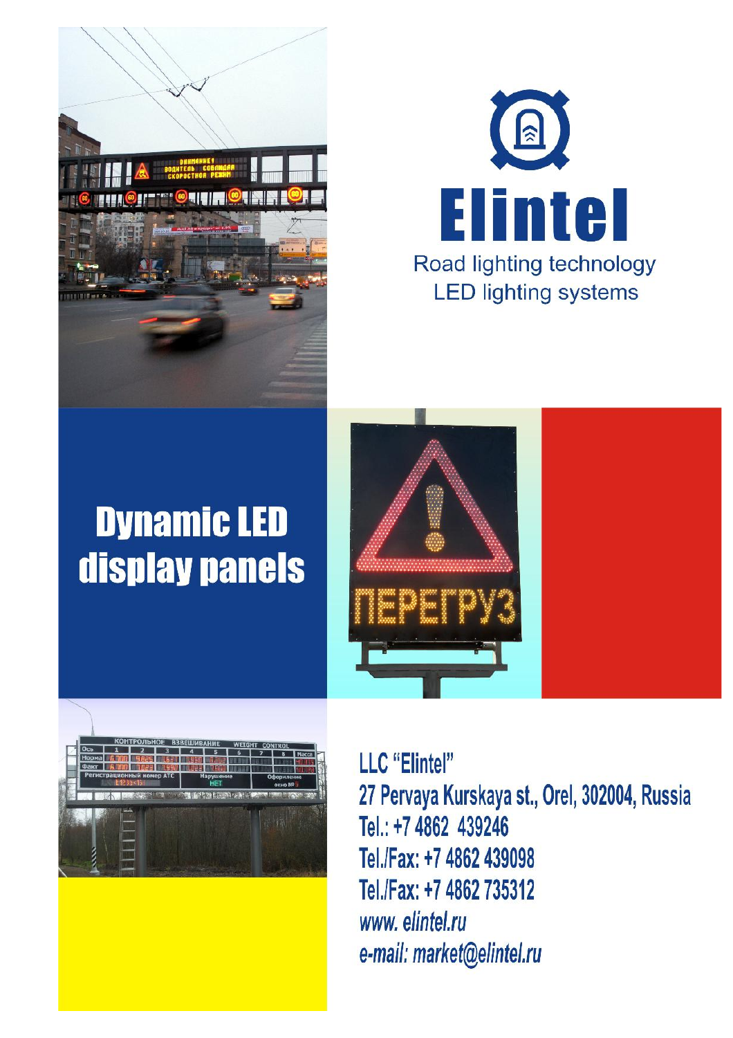# Elintel

Road lighting technology
LED lighting systems

## Dynamic LED display panels

**LLC "Elintel"**
**27 Pervaya Kurskaya st., Orel, 302004, Russia**
**Tel.: +7 4862 439246**
**Tel./Fax: +7 4862 439098**
**Tel./Fax: +7 4862 735312**
***www. elintel.ru***
***e-mail: market@elintel.ru***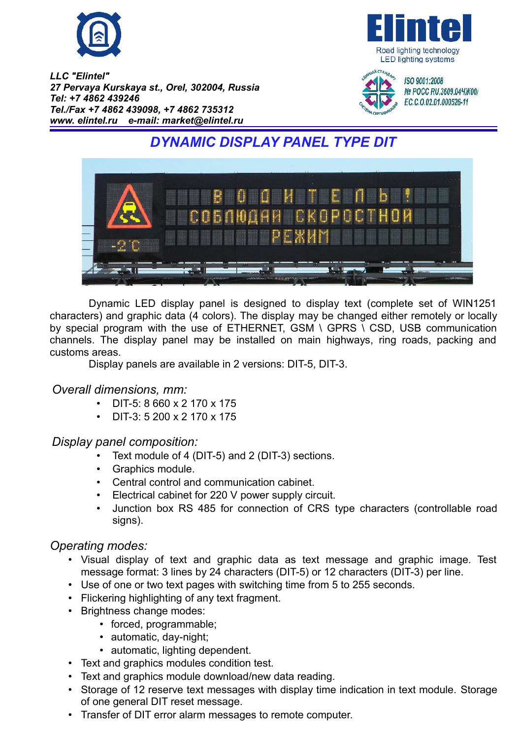**LLC "Elintel"**
**27 Pervaya Kurskaya st., Orel, 302004, Russia**
**Tel: +7 4862 439246**
**Tel./Fax +7 4862 439098, +7 4862 735312**
**www. elintel.ru e-mail: market@elintel.ru**

Elintel
Road lighting technology
LED lighting systems

ISO 9001:2008
№ РОСС RU.3609.04ЧЖ00/
ЕС.С.0.02.01.000526-11

# DYNAMIC DISPLAY PANEL TYPE DIT

Dynamic LED display panel is designed to display text (complete set of WIN1251 characters) and graphic data (4 colors). The display may be changed either remotely or locally by special program with the use of ETHERNET, GSM \ GPRS \ CSD, USB communication channels. The display panel may be installed on main highways, ring roads, packing and customs areas.

Display panels are available in 2 versions: DIT-5, DIT-3.

## *Overall dimensions, mm:*

- DIT-5: 8 660 x 2 170 x 175
- DIT-3: 5 200 x 2 170 x 175

## *Display panel composition:*

- Text module of 4 (DIT-5) and 2 (DIT-3) sections.
- Graphics module.
- Central control and communication cabinet.
- Electrical cabinet for 220 V power supply circuit.
- Junction box RS 485 for connection of CRS type characters (controllable road signs).

## *Operating modes:*

- Visual display of text and graphic data as text message and graphic image. Test message format: 3 lines by 24 characters (DIT-5) or 12 characters (DIT-3) per line.
- Use of one or two text pages with switching time from 5 to 255 seconds.
- Flickering highlighting of any text fragment.
- Brightness change modes:
  - forced, programmable;
  - automatic, day-night;
  - automatic, lighting dependent.
- Text and graphics modules condition test.
- Text and graphics module download/new data reading.
- Storage of 12 reserve text messages with display time indication in text module. Storage of one general DIT reset message.
- Transfer of DIT error alarm messages to remote computer.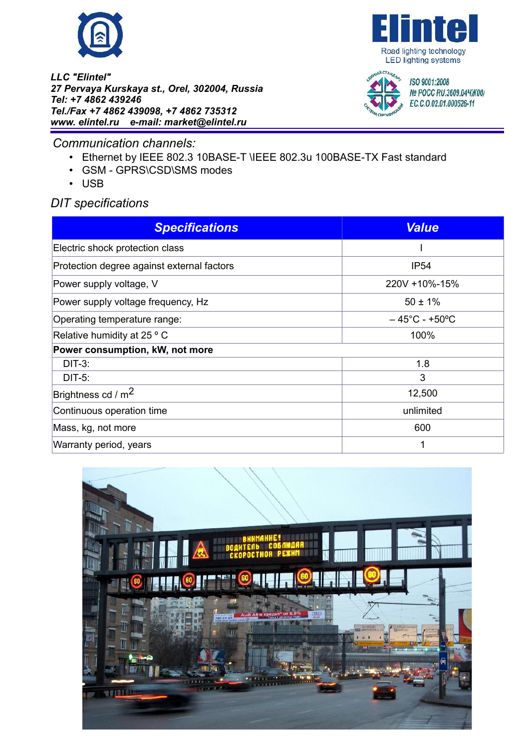LLC "Elintel"
27 Pervaya Kurskaya st., Orel, 302004, Russia
Tel: +7 4862 439246
Tel./Fax +7 4862 439098, +7 4862 735312
www. elintel.ru e-mail: market@elintel.ru

Elintel
Road lighting technology
LED lighting systems

ISO 9001:2008
№ РОСС RU.3609.04ЧЖ00/
EC.C.0.02.01.000526-11

*Communication channels:*

- Ethernet by IEEE 802.3 10BASE-T \IEEE 802.3u 100BASE-TX Fast standard
- GSM - GPRS\CSD\SMS modes
- USB

*DIT specifications*

| Specifications | Value |
|---|---|
| Electric shock protection class | I |
| Protection degree against external factors | IP54 |
| Power supply voltage, V | 220V +10%-15% |
| Power supply voltage frequency, Hz | 50 ± 1% |
| Operating temperature range: | – 45°C - +50ºC |
| Relative humidity at 25 ° C | 100% |
| **Power consumption, kW, not more** | |
| DIT-3: | 1.8 |
| DIT-5: | 3 |
| Brightness cd / $m^2$ | 12,500 |
| Continuous operation time | unlimited |
| Mass, kg, not more | 600 |
| Warranty period, years | 1 |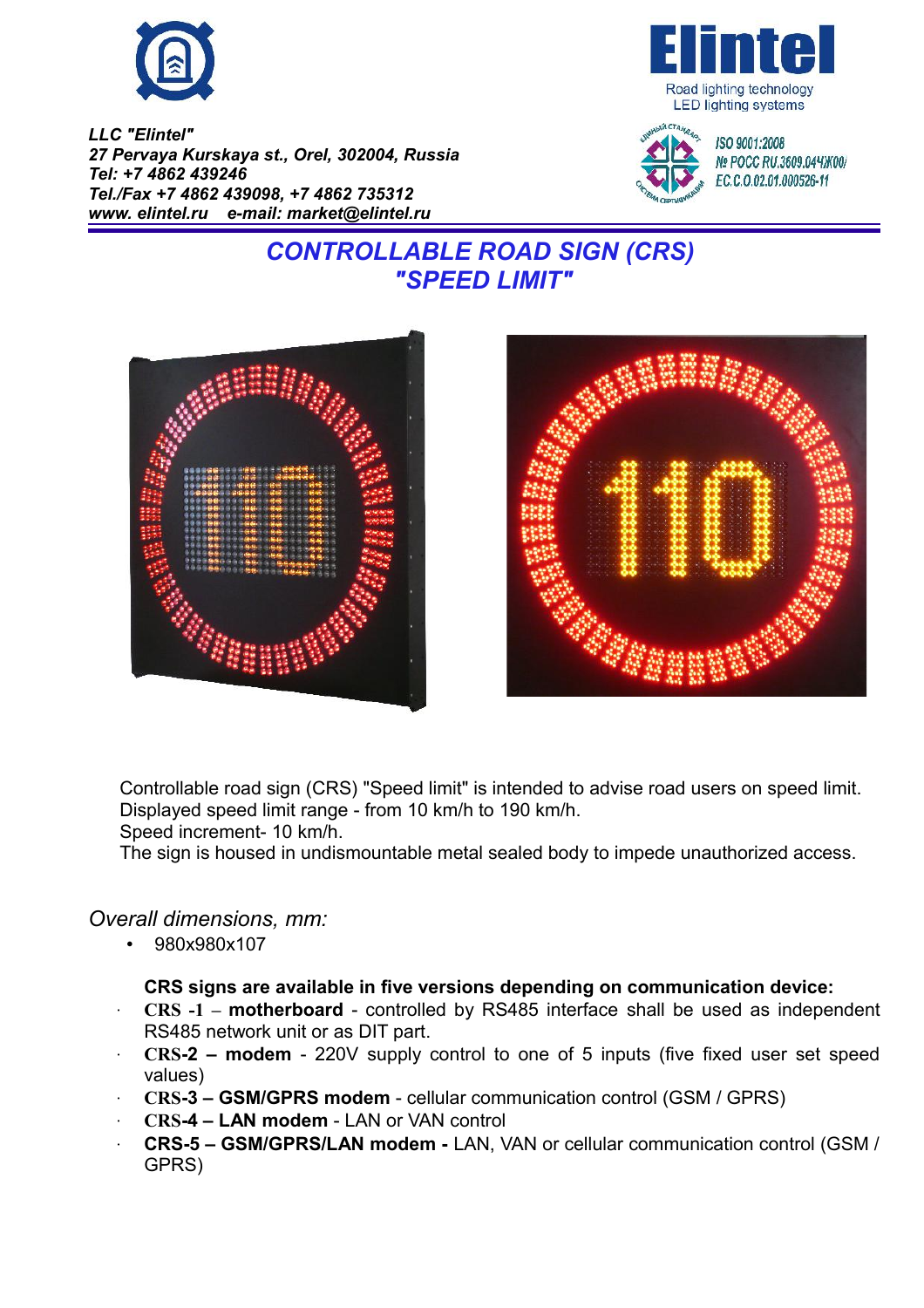*LLC "Elintel"*
*27 Pervaya Kurskaya st., Orel, 302004, Russia*
*Tel: +7 4862 439246*
*Tel./Fax +7 4862 439098, +7 4862 735312*
*www. elintel.ru e-mail: market@elintel.ru*

Elintel
Road lighting technology
LED lighting systems

ISO 9001:2008
№ РОСС RU.3609.04ЧЖ00/
ЕС.С.0.02.01.000526-11

# *CONTROLLABLE ROAD SIGN (CRS) "SPEED LIMIT"*

Controllable road sign (CRS) "Speed limit" is intended to advise road users on speed limit.
Displayed speed limit range - from 10 km/h to 190 km/h.
Speed increment- 10 km/h.
The sign is housed in undismountable metal sealed body to impede unauthorized access.

## *Overall dimensions, mm:*

- 980x980x107

**CRS signs are available in five versions depending on communication device:**

- **CRS -1 – motherboard** - controlled by RS485 interface shall be used as independent RS485 network unit or as DIT part.
- **CRS-2 – modem** - 220V supply control to one of 5 inputs (five fixed user set speed values)
- **CRS-3 – GSM/GPRS modem** - cellular communication control (GSM / GPRS)
- **CRS-4 – LAN modem** - LAN or VAN control
- **CRS-5 – GSM/GPRS/LAN modem -** LAN, VAN or cellular communication control (GSM / GPRS)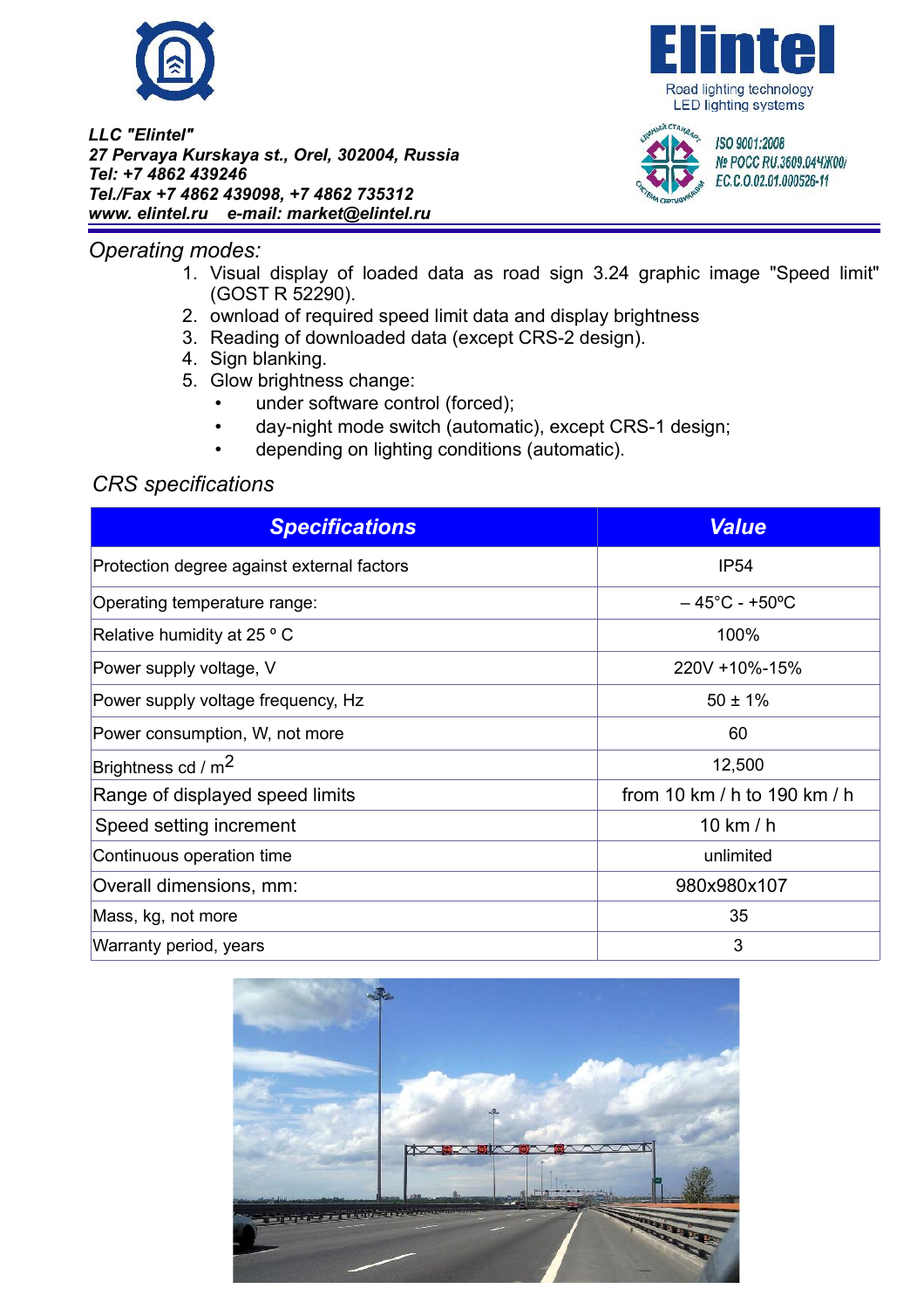LLC "Elintel"
27 Pervaya Kurskaya st., Orel, 302004, Russia
Tel: +7 4862 439246
Tel./Fax +7 4862 439098, +7 4862 735312
www. elintel.ru    e-mail: market@elintel.ru

Elintel
Road lighting technology
LED lighting systems

ISO 9001:2008
№ РОСС RU.3609.04ЧЖ00/
ЕС.С.0.02.01.000526-11

## Operating modes:

1. Visual display of loaded data as road sign 3.24 graphic image "Speed limit" (GOST R 52290).
2. ownload of required speed limit data and display brightness
3. Reading of downloaded data (except CRS-2 design).
4. Sign blanking.
5. Glow brightness change:
   - under software control (forced);
   - day-night mode switch (automatic), except CRS-1 design;
   - depending on lighting conditions (automatic).

## CRS specifications

| Specifications | Value |
|---|---|
| Protection degree against external factors | IP54 |
| Operating temperature range: | – 45°C - +50ºC |
| Relative humidity at 25 ° C | 100% |
| Power supply voltage, V | 220V +10%-15% |
| Power supply voltage frequency, Hz | 50 ± 1% |
| Power consumption, W, not more | 60 |
| Brightness cd / $m^2$ | 12,500 |
| Range of displayed speed limits | from 10 km / h to 190 km / h |
| Speed setting increment | 10 km / h |
| Continuous operation time | unlimited |
| Overall dimensions, mm: | 980x980x107 |
| Mass, kg, not more | 35 |
| Warranty period, years | 3 |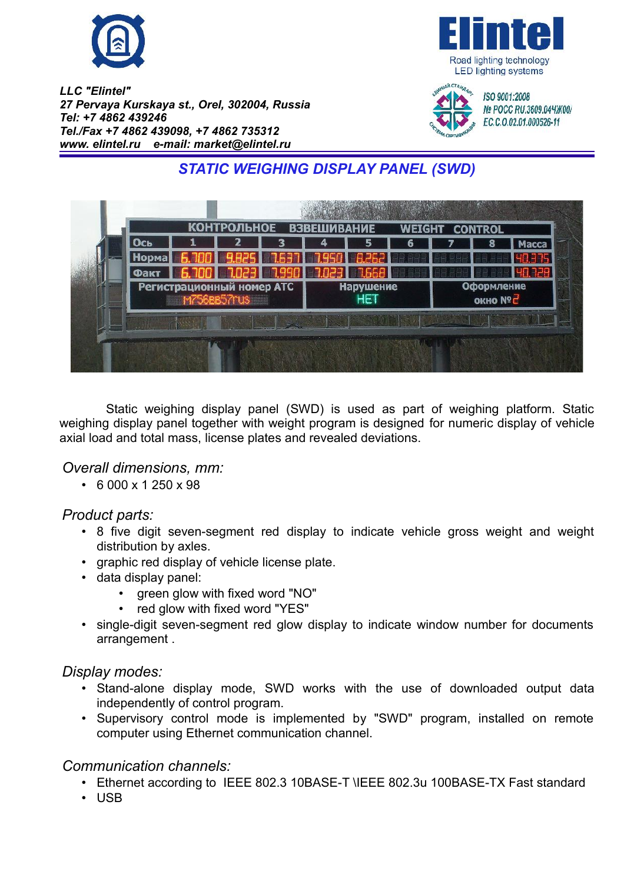LLC "Elintel"
27 Pervaya Kurskaya st., Orel, 302004, Russia
Tel: +7 4862 439246
Tel./Fax +7 4862 439098, +7 4862 735312
www. elintel.ru e-mail: market@elintel.ru

Elintel
Road lighting technology
LED lighting systems

ISO 9001:2008
№ РОСС RU.3609.04ЧЖ00/
EC.C.O.02.01.000526-11

## STATIC WEIGHING DISPLAY PANEL (SWD)

Static weighing display panel (SWD) is used as part of weighing platform. Static weighing display panel together with weight program is designed for numeric display of vehicle axial load and total mass, license plates and revealed deviations.

### Overall dimensions, mm:

- 6 000 x 1 250 x 98

### Product parts:

- 8 five digit seven-segment red display to indicate vehicle gross weight and weight distribution by axles.
- graphic red display of vehicle license plate.
- data display panel:
  - green glow with fixed word "NO"
  - red glow with fixed word "YES"
- single-digit seven-segment red glow display to indicate window number for documents arrangement .

### Display modes:

- Stand-alone display mode, SWD works with the use of downloaded output data independently of control program.
- Supervisory control mode is implemented by "SWD" program, installed on remote computer using Ethernet communication channel.

### Communication channels:

- Ethernet according to IEEE 802.3 10BASE-T \IEEE 802.3u 100BASE-TX Fast standard
- USB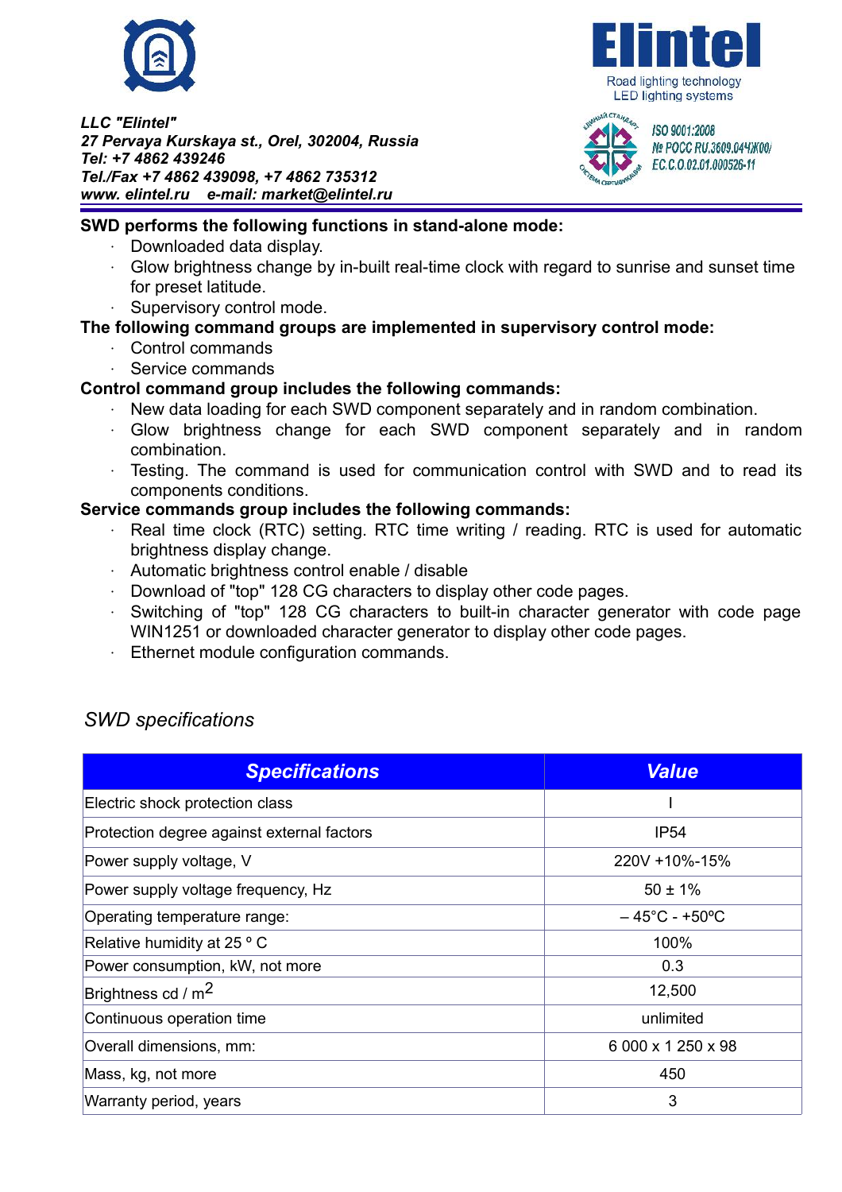**SWD performs the following functions in stand-alone mode:**

- Downloaded data display.
- Glow brightness change by in-built real-time clock with regard to sunrise and sunset time for preset latitude.
- Supervisory control mode.

**The following command groups are implemented in supervisory control mode:**

- Control commands
- Service commands

**Control command group includes the following commands:**

- New data loading for each SWD component separately and in random combination.
- Glow brightness change for each SWD component separately and in random combination.
- Testing. The command is used for communication control with SWD and to read its components conditions.

**Service commands group includes the following commands:**

- Real time clock (RTC) setting. RTC time writing / reading. RTC is used for automatic brightness display change.
- Automatic brightness control enable / disable
- Download of "top" 128 CG characters to display other code pages.
- Switching of "top" 128 CG characters to built-in character generator with code page WIN1251 or downloaded character generator to display other code pages.
- Ethernet module configuration commands.

## *SWD specifications*

| ***Specifications*** | ***Value*** |
|---|---|
| Electric shock protection class | I |
| Protection degree against external factors | IP54 |
| Power supply voltage, V | 220V +10%-15% |
| Power supply voltage frequency, Hz | 50 ± 1% |
| Operating temperature range: | – 45°C - +50ºC |
| Relative humidity at 25 ° C | 100% |
| Power consumption, kW, not more | 0.3 |
| Brightness cd / $m^2$ | 12,500 |
| Continuous operation time | unlimited |
| Overall dimensions, mm: | 6 000 x 1 250 x 98 |
| Mass, kg, not more | 450 |
| Warranty period, years | 3 |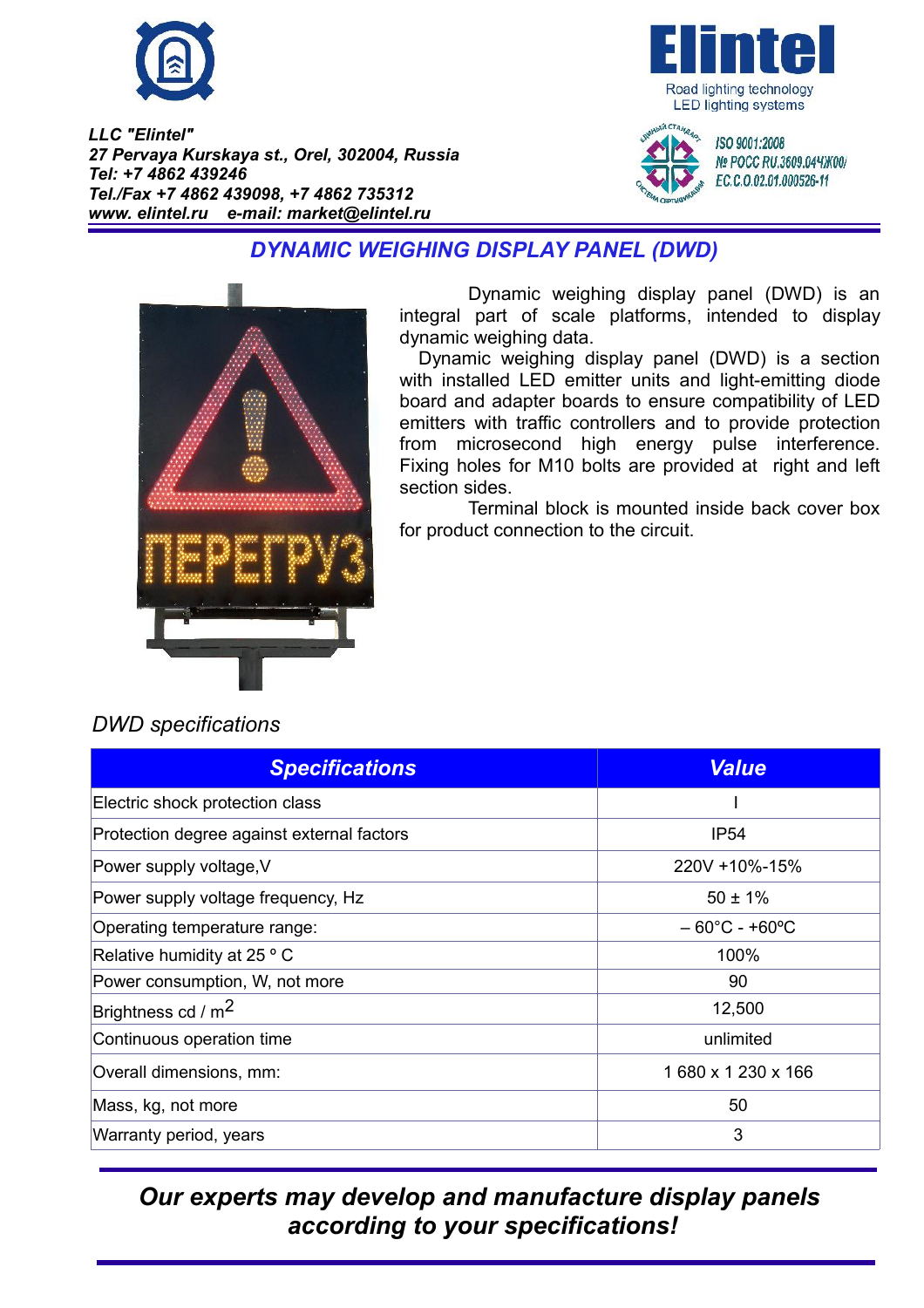LLC "Elintel"
27 Pervaya Kurskaya st., Orel, 302004, Russia
Tel: +7 4862 439246
Tel./Fax +7 4862 439098, +7 4862 735312
www. elintel.ru    e-mail: market@elintel.ru

Elintel
Road lighting technology
LED lighting systems

ISO 9001:2008
№ РОСС RU.3609.04ИЖ00/
ЕС.С.0.02.01.000526-11

## DYNAMIC WEIGHING DISPLAY PANEL (DWD)

Dynamic weighing display panel (DWD) is an integral part of scale platforms, intended to display dynamic weighing data.

Dynamic weighing display panel (DWD) is a section with installed LED emitter units and light-emitting diode board and adapter boards to ensure compatibility of LED emitters with traffic controllers and to provide protection from microsecond high energy pulse interference. Fixing holes for M10 bolts are provided at right and left section sides.

Terminal block is mounted inside back cover box for product connection to the circuit.

*DWD specifications*

| Specifications | Value |
|---|---|
| Electric shock protection class | I |
| Protection degree against external factors | IP54 |
| Power supply voltage,V | 220V +10%-15% |
| Power supply voltage frequency, Hz | 50 ± 1% |
| Operating temperature range: | – 60°С - +60ºС |
| Relative humidity at 25 ° C | 100% |
| Power consumption, W, not more | 90 |
| Brightness cd / m$^2$ | 12,500 |
| Continuous operation time | unlimited |
| Overall dimensions, mm: | 1 680 x 1 230 x 166 |
| Mass, kg, not more | 50 |
| Warranty period, years | 3 |

***Our experts may develop and manufacture display panels according to your specifications!***